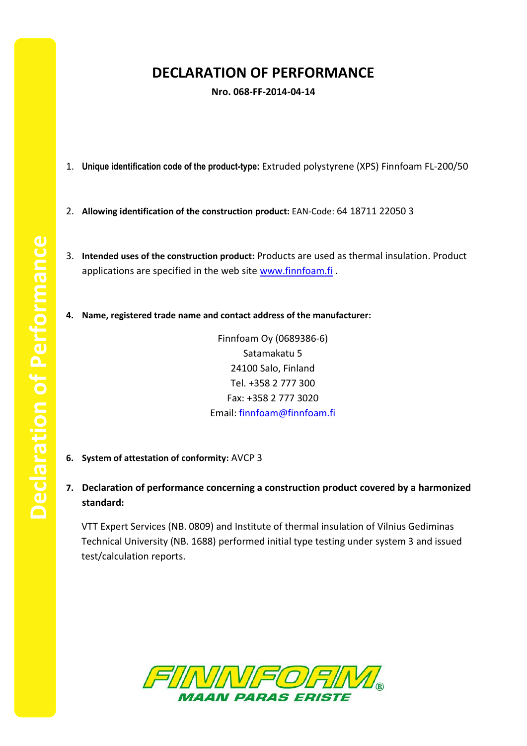# DECLARATION OF PERFORMANCE

**Nro. 068-FF-2014-04-14**

1. **Unique identification code of the product-type:** Extruded polystyrene (XPS) Finnfoam FL-200/50

2. **Allowing identification of the construction product:** EAN-Code: 64 18711 22050 3

3. **Intended uses of the construction product:** Products are used as thermal insulation. Product applications are specified in the web site www.finnfoam.fi .

4. **Name, registered trade name and contact address of the manufacturer:**

   Finnfoam Oy (0689386-6)
   Satamakatu 5
   24100 Salo, Finland
   Tel. +358 2 777 300
   Fax: +358 2 777 3020
   Email: finnfoam@finnfoam.fi

6. **System of attestation of conformity:** AVCP 3

7. **Declaration of performance concerning a construction product covered by a harmonized standard:**

   VTT Expert Services (NB. 0809) and Institute of thermal insulation of Vilnius Gediminas Technical University (NB. 1688) performed initial type testing under system 3 and issued test/calculation reports.

FINNFOAM® MAAN PARAS ERISTE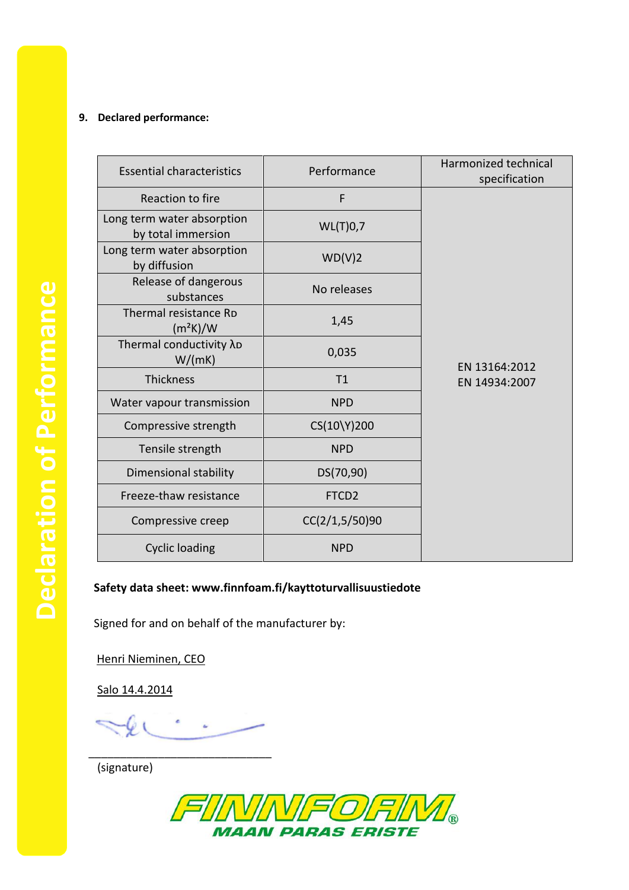**9. Declared performance:**

| Essential characteristics | Performance | Harmonized technical specification |
|---|---|---|
| Reaction to fire | F | EN 13164:2012<br>EN 14934:2007 |
| Long term water absorption by total immersion | WL(T)0,7 | |
| Long term water absorption by diffusion | WD(V)2 | |
| Release of dangerous substances | No releases | |
| Thermal resistance $R_D$ ($m^2K$)/W | 1,45 | |
| Thermal conductivity $\lambda_D$ W/(mK) | 0,035 | |
| Thickness | T1 | |
| Water vapour transmission | NPD | |
| Compressive strength | CS(10\Y)200 | |
| Tensile strength | NPD | |
| Dimensional stability | DS(70,90) | |
| Freeze-thaw resistance | FTCD2 | |
| Compressive creep | CC(2/1,5/50)90 | |
| Cyclic loading | NPD | |

**Safety data sheet: www.finnfoam.fi/kayttoturvallisuustiedote**

Signed for and on behalf of the manufacturer by:

Henri Nieminen, CEO

Salo 14.4.2014

_____________________________

(signature)

FINNFOAM®
MAAN PARAS ERISTE